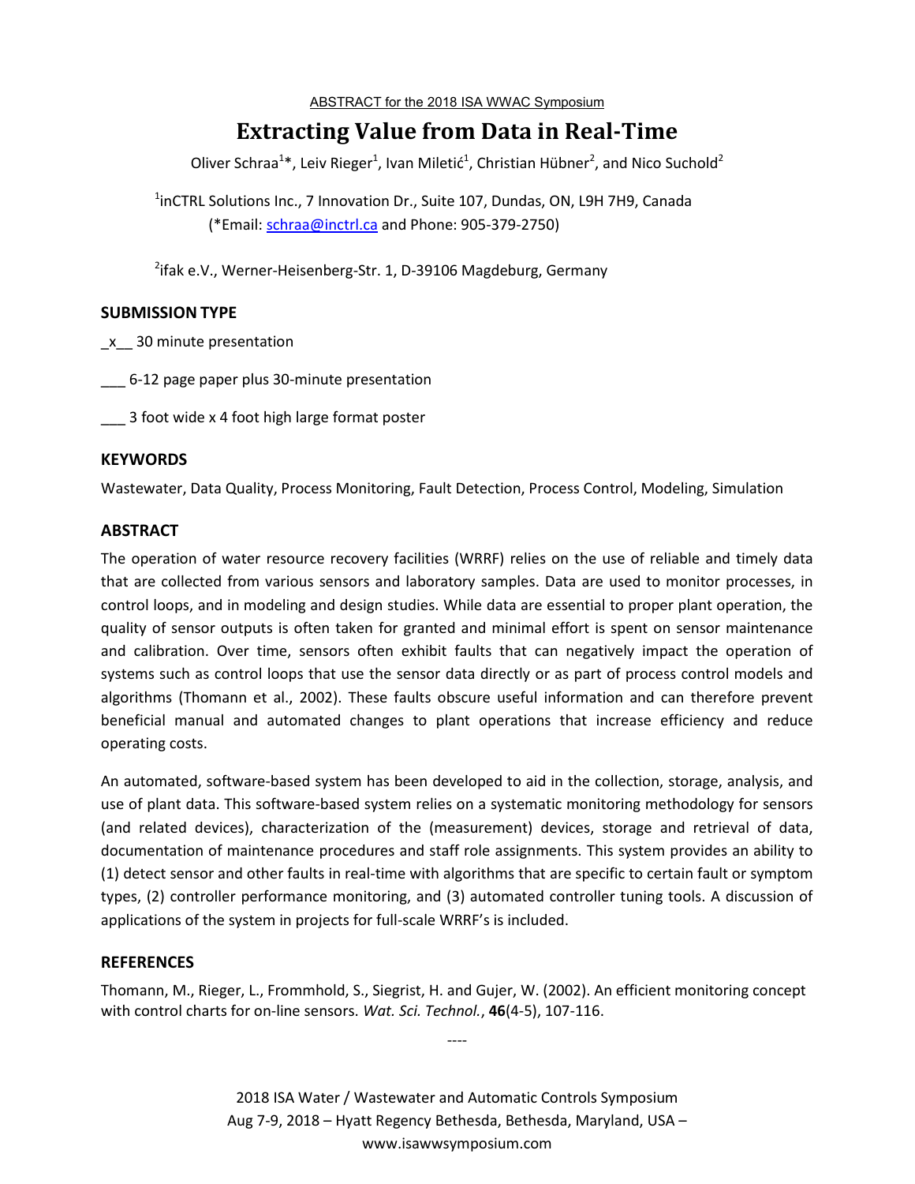ABSTRACT for the 2018 ISA WWAC Symposium

# Extracting Value from Data in Real-Time

Oliver Schraa[1]*, Leiv Rieger[1], Ivan Miletić[1], Christian Hübner[2], and Nico Suchold[2]

[1]inCTRL Solutions Inc., 7 Innovation Dr., Suite 107, Dundas, ON, L9H 7H9, Canada (*Email: schraa@inctrl.ca and Phone: 905-379-2750)

[2]ifak e.V., Werner-Heisenberg-Str. 1, D-39106 Magdeburg, Germany

## SUBMISSION TYPE

_x__ 30 minute presentation

___ 6-12 page paper plus 30-minute presentation

___ 3 foot wide x 4 foot high large format poster

## KEYWORDS

Wastewater, Data Quality, Process Monitoring, Fault Detection, Process Control, Modeling, Simulation

## ABSTRACT

The operation of water resource recovery facilities (WRRF) relies on the use of reliable and timely data that are collected from various sensors and laboratory samples. Data are used to monitor processes, in control loops, and in modeling and design studies. While data are essential to proper plant operation, the quality of sensor outputs is often taken for granted and minimal effort is spent on sensor maintenance and calibration. Over time, sensors often exhibit faults that can negatively impact the operation of systems such as control loops that use the sensor data directly or as part of process control models and algorithms (Thomann et al., 2002). These faults obscure useful information and can therefore prevent beneficial manual and automated changes to plant operations that increase efficiency and reduce operating costs.

An automated, software-based system has been developed to aid in the collection, storage, analysis, and use of plant data. This software-based system relies on a systematic monitoring methodology for sensors (and related devices), characterization of the (measurement) devices, storage and retrieval of data, documentation of maintenance procedures and staff role assignments. This system provides an ability to (1) detect sensor and other faults in real-time with algorithms that are specific to certain fault or symptom types, (2) controller performance monitoring, and (3) automated controller tuning tools. A discussion of applications of the system in projects for full-scale WRRF's is included.

## REFERENCES

Thomann, M., Rieger, L., Frommhold, S., Siegrist, H. and Gujer, W. (2002). An efficient monitoring concept with control charts for on-line sensors. *Wat. Sci. Technol.*, **46**(4-5), 107-116.

----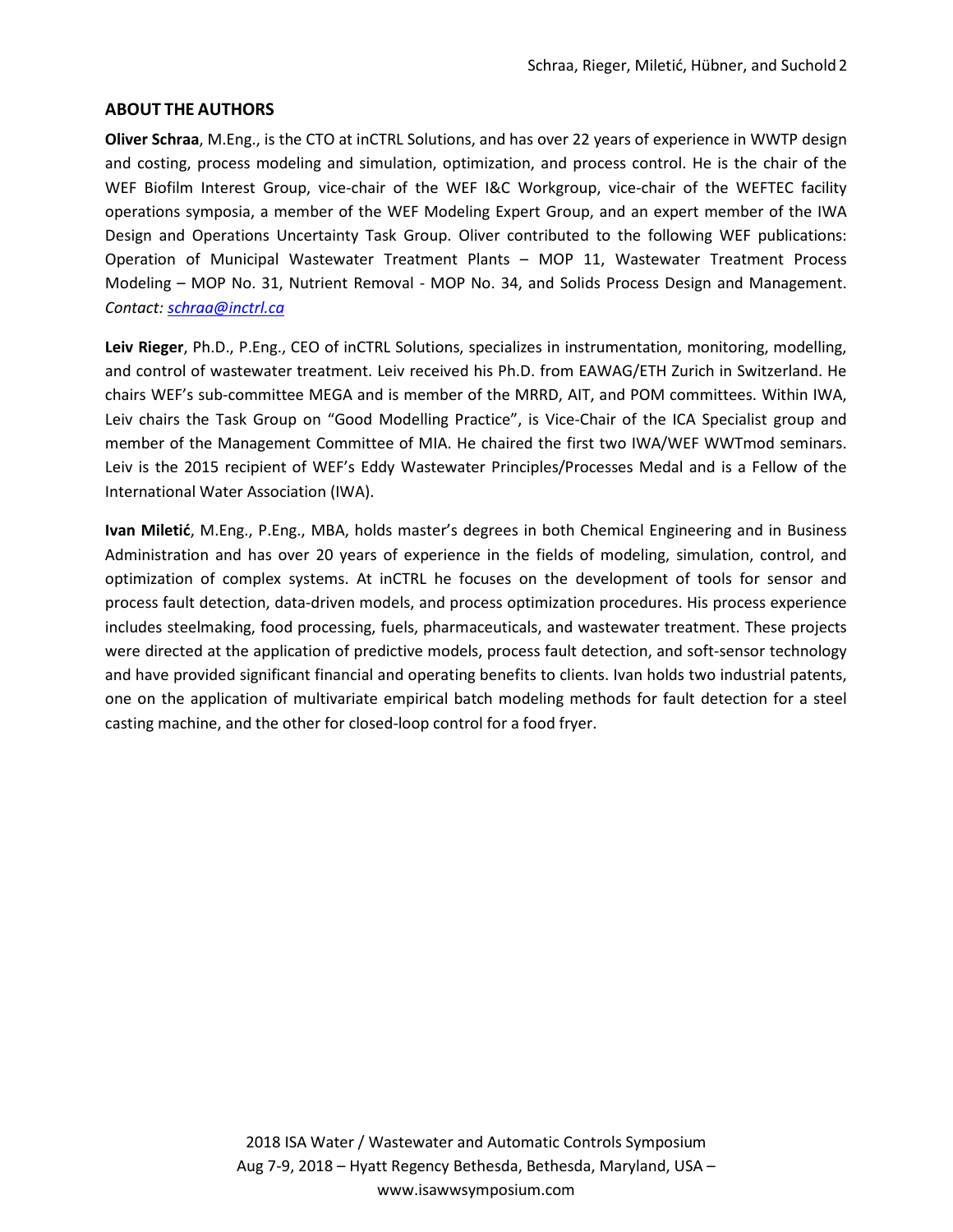## ABOUT THE AUTHORS

**Oliver Schraa**, M.Eng., is the CTO at inCTRL Solutions, and has over 22 years of experience in WWTP design and costing, process modeling and simulation, optimization, and process control. He is the chair of the WEF Biofilm Interest Group, vice-chair of the WEF I&C Workgroup, vice-chair of the WEFTEC facility operations symposia, a member of the WEF Modeling Expert Group, and an expert member of the IWA Design and Operations Uncertainty Task Group. Oliver contributed to the following WEF publications: Operation of Municipal Wastewater Treatment Plants – MOP 11, Wastewater Treatment Process Modeling – MOP No. 31, Nutrient Removal - MOP No. 34, and Solids Process Design and Management. *Contact: schraa@inctrl.ca*

**Leiv Rieger**, Ph.D., P.Eng., CEO of inCTRL Solutions, specializes in instrumentation, monitoring, modelling, and control of wastewater treatment. Leiv received his Ph.D. from EAWAG/ETH Zurich in Switzerland. He chairs WEF's sub-committee MEGA and is member of the MRRD, AIT, and POM committees. Within IWA, Leiv chairs the Task Group on "Good Modelling Practice", is Vice-Chair of the ICA Specialist group and member of the Management Committee of MIA. He chaired the first two IWA/WEF WWTmod seminars. Leiv is the 2015 recipient of WEF's Eddy Wastewater Principles/Processes Medal and is a Fellow of the International Water Association (IWA).

**Ivan Miletić**, M.Eng., P.Eng., MBA, holds master's degrees in both Chemical Engineering and in Business Administration and has over 20 years of experience in the fields of modeling, simulation, control, and optimization of complex systems. At inCTRL he focuses on the development of tools for sensor and process fault detection, data-driven models, and process optimization procedures. His process experience includes steelmaking, food processing, fuels, pharmaceuticals, and wastewater treatment. These projects were directed at the application of predictive models, process fault detection, and soft-sensor technology and have provided significant financial and operating benefits to clients. Ivan holds two industrial patents, one on the application of multivariate empirical batch modeling methods for fault detection for a steel casting machine, and the other for closed-loop control for a food fryer.